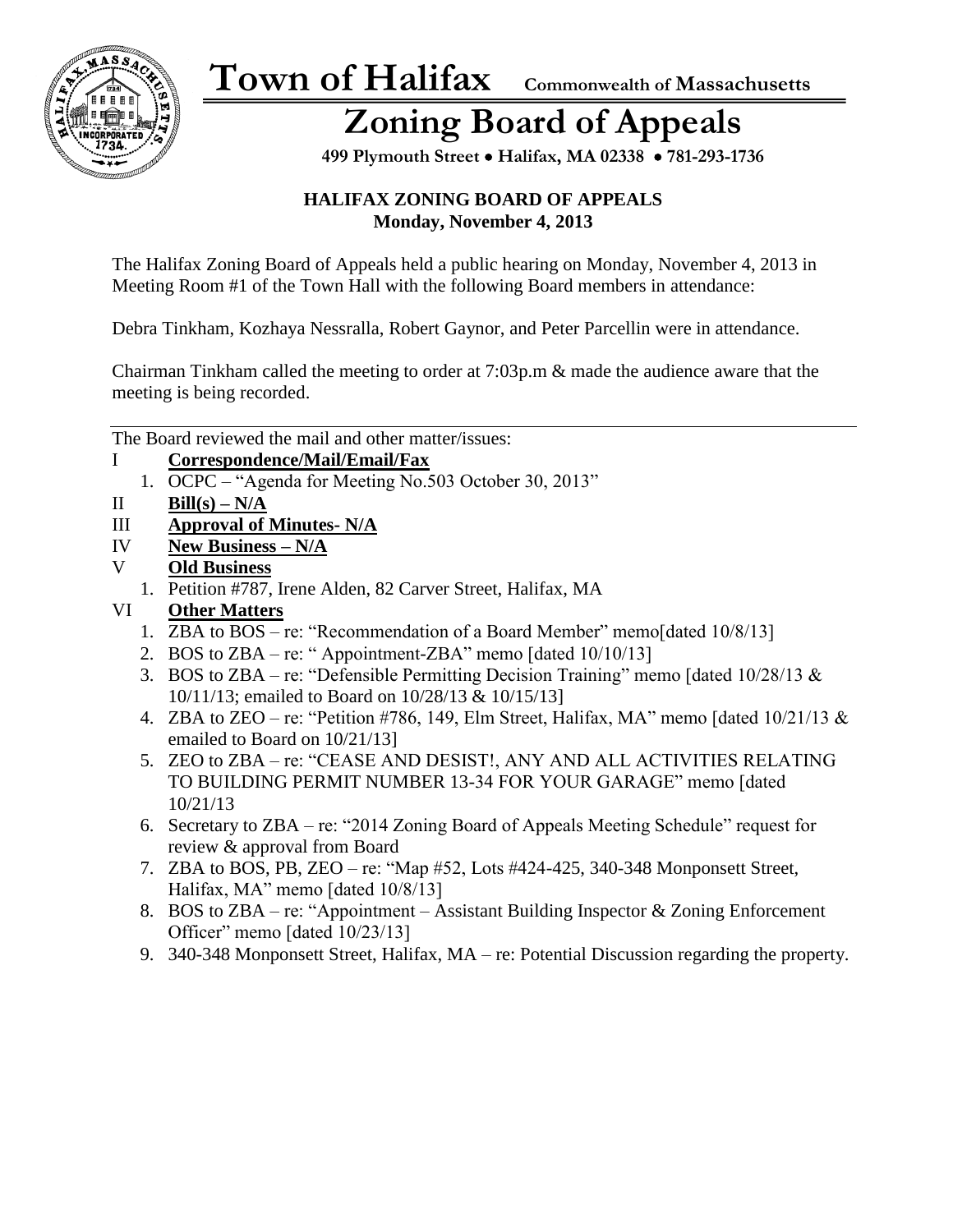# Town of Halifax

Commonwealth of Massachusetts

## Zoning Board of Appeals

**499 Plymouth Street • Halifax, MA 02338 • 781-293-1736**

**HALIFAX ZONING BOARD OF APPEALS**
**Monday, November 4, 2013**

The Halifax Zoning Board of Appeals held a public hearing on Monday, November 4, 2013 in Meeting Room #1 of the Town Hall with the following Board members in attendance:

Debra Tinkham, Kozhaya Nessralla, Robert Gaynor, and Peter Parcellin were in attendance.

Chairman Tinkham called the meeting to order at 7:03p.m & made the audience aware that the meeting is being recorded.

---

The Board reviewed the mail and other matter/issues:

I **Correspondence/Mail/Email/Fax**
   1. OCPC – "Agenda for Meeting No.503 October 30, 2013"

II **Bill(s) – N/A**

III **Approval of Minutes- N/A**

IV **New Business – N/A**

V **Old Business**
   1. Petition #787, Irene Alden, 82 Carver Street, Halifax, MA

VI **Other Matters**
   1. ZBA to BOS – re: "Recommendation of a Board Member" memo[dated 10/8/13]
   2. BOS to ZBA – re: " Appointment-ZBA" memo [dated 10/10/13]
   3. BOS to ZBA – re: "Defensible Permitting Decision Training" memo [dated 10/28/13 & 10/11/13; emailed to Board on 10/28/13 & 10/15/13]
   4. ZBA to ZEO – re: "Petition #786, 149, Elm Street, Halifax, MA" memo [dated 10/21/13 & emailed to Board on 10/21/13]
   5. ZEO to ZBA – re: "CEASE AND DESIST!, ANY AND ALL ACTIVITIES RELATING TO BUILDING PERMIT NUMBER 13-34 FOR YOUR GARAGE" memo [dated 10/21/13
   6. Secretary to ZBA – re: "2014 Zoning Board of Appeals Meeting Schedule" request for review & approval from Board
   7. ZBA to BOS, PB, ZEO – re: "Map #52, Lots #424-425, 340-348 Monponsett Street, Halifax, MA" memo [dated 10/8/13]
   8. BOS to ZBA – re: "Appointment – Assistant Building Inspector & Zoning Enforcement Officer" memo [dated 10/23/13]
   9. 340-348 Monponsett Street, Halifax, MA – re: Potential Discussion regarding the property.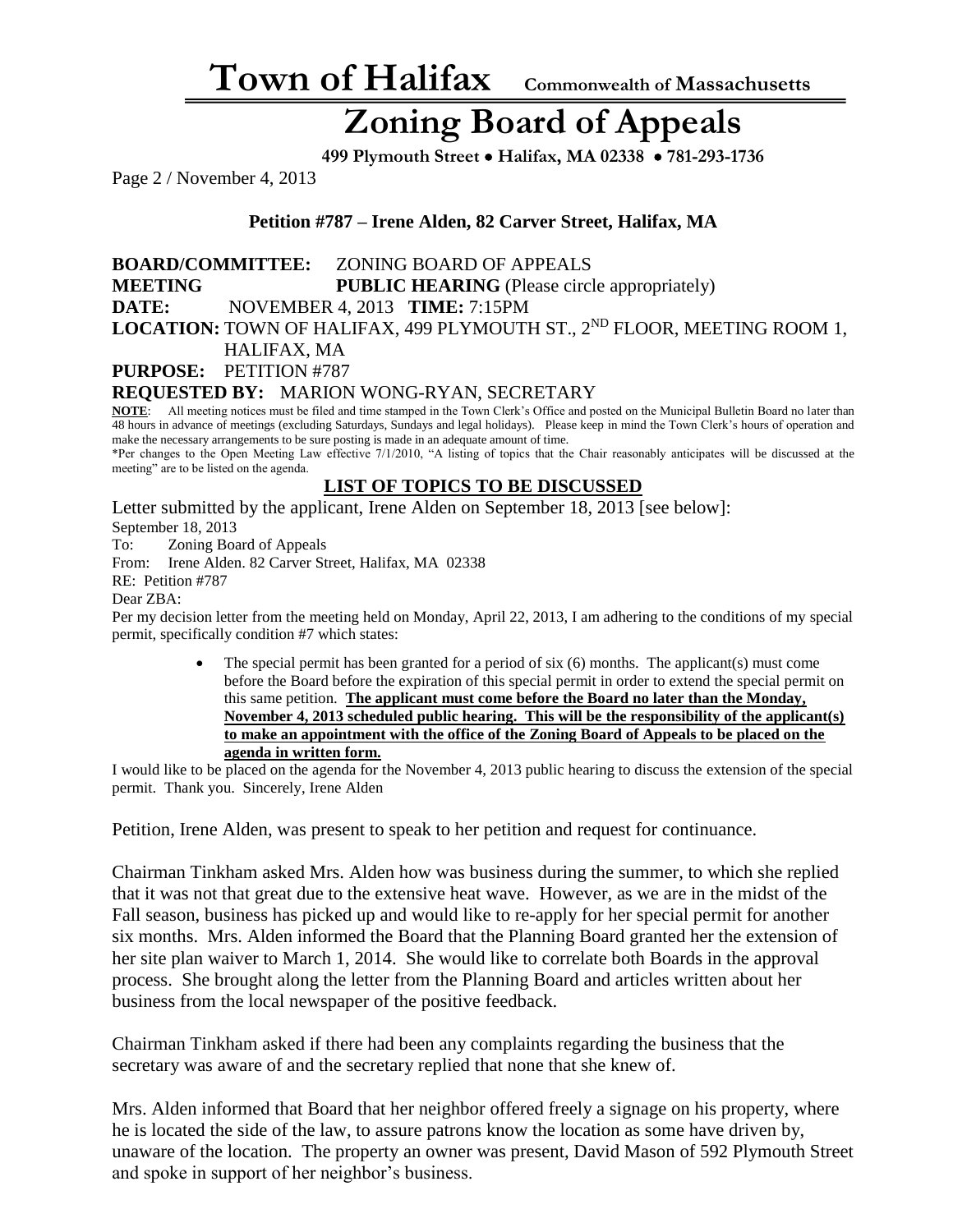**Petition #787 – Irene Alden, 82 Carver Street, Halifax, MA**

**BOARD/COMMITTEE:** ZONING BOARD OF APPEALS
**MEETING** **PUBLIC HEARING** (Please circle appropriately)
**DATE:** NOVEMBER 4, 2013 **TIME:** 7:15PM
**LOCATION:** TOWN OF HALIFAX, 499 PLYMOUTH ST., 2ND FLOOR, MEETING ROOM 1, HALIFAX, MA
**PURPOSE:** PETITION #787
**REQUESTED BY:** MARION WONG-RYAN, SECRETARY

**NOTE**: All meeting notices must be filed and time stamped in the Town Clerk's Office and posted on the Municipal Bulletin Board no later than 48 hours in advance of meetings (excluding Saturdays, Sundays and legal holidays). Please keep in mind the Town Clerk's hours of operation and make the necessary arrangements to be sure posting is made in an adequate amount of time.
*Per changes to the Open Meeting Law effective 7/1/2010, "A listing of topics that the Chair reasonably anticipates will be discussed at the meeting" are to be listed on the agenda.

## LIST OF TOPICS TO BE DISCUSSED

Letter submitted by the applicant, Irene Alden on September 18, 2013 [see below]:

September 18, 2013
To: Zoning Board of Appeals
From: Irene Alden. 82 Carver Street, Halifax, MA 02338
RE: Petition #787
Dear ZBA:
Per my decision letter from the meeting held on Monday, April 22, 2013, I am adhering to the conditions of my special permit, specifically condition #7 which states:

- The special permit has been granted for a period of six (6) months. The applicant(s) must come before the Board before the expiration of this special permit in order to extend the special permit on this same petition. **The applicant must come before the Board no later than the Monday, November 4, 2013 scheduled public hearing. This will be the responsibility of the applicant(s) to make an appointment with the office of the Zoning Board of Appeals to be placed on the agenda in written form.**

I would like to be placed on the agenda for the November 4, 2013 public hearing to discuss the extension of the special permit. Thank you. Sincerely, Irene Alden

Petition, Irene Alden, was present to speak to her petition and request for continuance.

Chairman Tinkham asked Mrs. Alden how was business during the summer, to which she replied that it was not that great due to the extensive heat wave. However, as we are in the midst of the Fall season, business has picked up and would like to re-apply for her special permit for another six months. Mrs. Alden informed the Board that the Planning Board granted her the extension of her site plan waiver to March 1, 2014. She would like to correlate both Boards in the approval process. She brought along the letter from the Planning Board and articles written about her business from the local newspaper of the positive feedback.

Chairman Tinkham asked if there had been any complaints regarding the business that the secretary was aware of and the secretary replied that none that she knew of.

Mrs. Alden informed that Board that her neighbor offered freely a signage on his property, where he is located the side of the law, to assure patrons know the location as some have driven by, unaware of the location. The property an owner was present, David Mason of 592 Plymouth Street and spoke in support of her neighbor's business.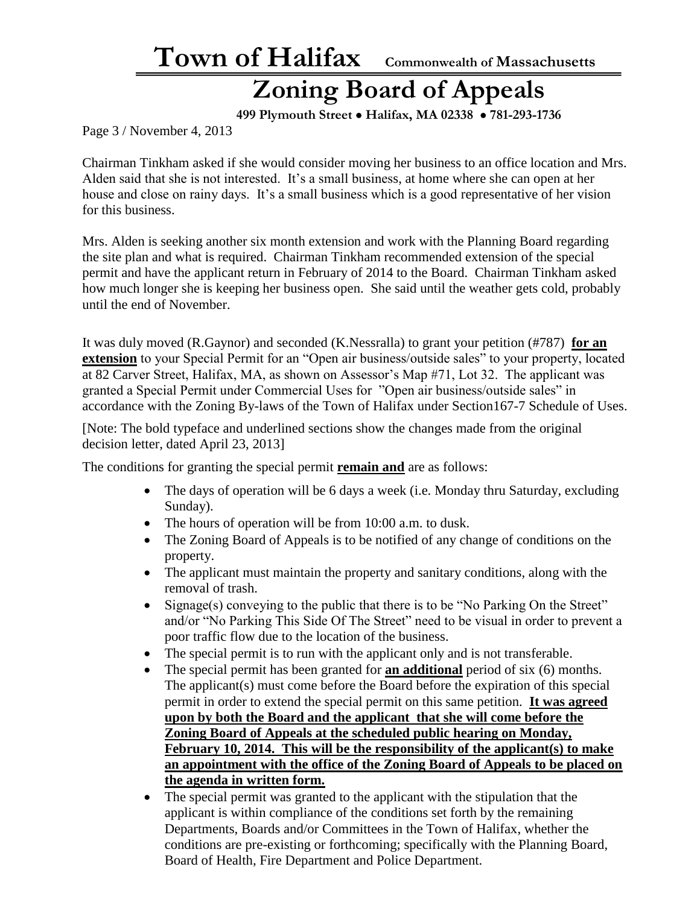Chairman Tinkham asked if she would consider moving her business to an office location and Mrs. Alden said that she is not interested. It's a small business, at home where she can open at her house and close on rainy days. It's a small business which is a good representative of her vision for this business.

Mrs. Alden is seeking another six month extension and work with the Planning Board regarding the site plan and what is required. Chairman Tinkham recommended extension of the special permit and have the applicant return in February of 2014 to the Board. Chairman Tinkham asked how much longer she is keeping her business open. She said until the weather gets cold, probably until the end of November.

It was duly moved (R.Gaynor) and seconded (K.Nessralla) to grant your petition (#787) **<u>for an extension</u>** to your Special Permit for an "Open air business/outside sales" to your property, located at 82 Carver Street, Halifax, MA, as shown on Assessor's Map #71, Lot 32. The applicant was granted a Special Permit under Commercial Uses for "Open air business/outside sales" in accordance with the Zoning By-laws of the Town of Halifax under Section167-7 Schedule of Uses.

[Note: The bold typeface and underlined sections show the changes made from the original decision letter, dated April 23, 2013]

The conditions for granting the special permit **<u>remain and</u>** are as follows:

- The days of operation will be 6 days a week (i.e. Monday thru Saturday, excluding Sunday).
- The hours of operation will be from 10:00 a.m. to dusk.
- The Zoning Board of Appeals is to be notified of any change of conditions on the property.
- The applicant must maintain the property and sanitary conditions, along with the removal of trash.
- Signage(s) conveying to the public that there is to be "No Parking On the Street" and/or "No Parking This Side Of The Street" need to be visual in order to prevent a poor traffic flow due to the location of the business.
- The special permit is to run with the applicant only and is not transferable.
- The special permit has been granted for **<u>an additional</u>** period of six (6) months. The applicant(s) must come before the Board before the expiration of this special permit in order to extend the special permit on this same petition. **<u>It was agreed upon by both the Board and the applicant that she will come before the Zoning Board of Appeals at the scheduled public hearing on Monday, February 10, 2014. This will be the responsibility of the applicant(s) to make an appointment with the office of the Zoning Board of Appeals to be placed on the agenda in written form.</u>**
- The special permit was granted to the applicant with the stipulation that the applicant is within compliance of the conditions set forth by the remaining Departments, Boards and/or Committees in the Town of Halifax, whether the conditions are pre-existing or forthcoming; specifically with the Planning Board, Board of Health, Fire Department and Police Department.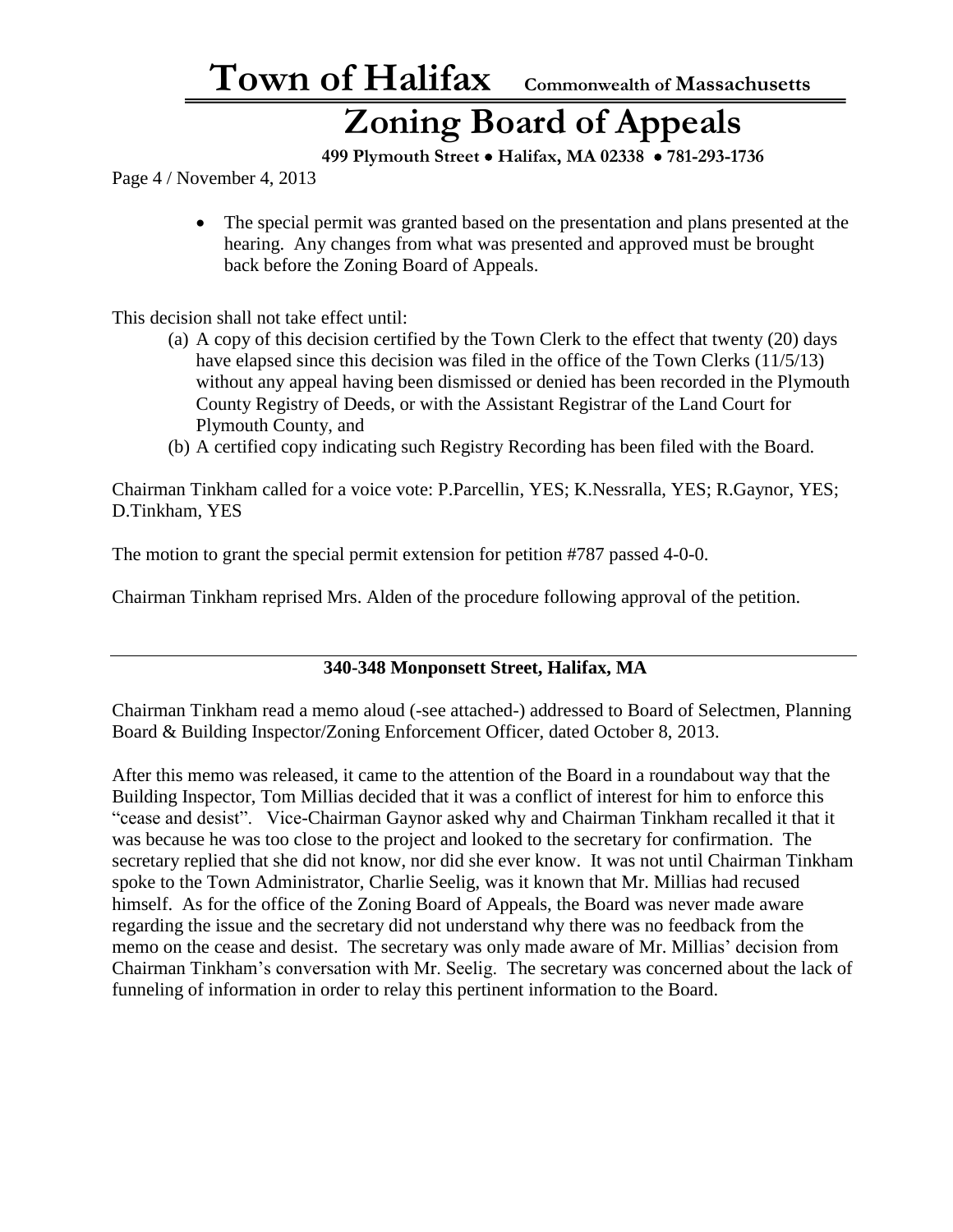- The special permit was granted based on the presentation and plans presented at the hearing. Any changes from what was presented and approved must be brought back before the Zoning Board of Appeals.

This decision shall not take effect until:

(a) A copy of this decision certified by the Town Clerk to the effect that twenty (20) days have elapsed since this decision was filed in the office of the Town Clerks (11/5/13) without any appeal having been dismissed or denied has been recorded in the Plymouth County Registry of Deeds, or with the Assistant Registrar of the Land Court for Plymouth County, and

(b) A certified copy indicating such Registry Recording has been filed with the Board.

Chairman Tinkham called for a voice vote: P.Parcellin, YES; K.Nessralla, YES; R.Gaynor, YES; D.Tinkham, YES

The motion to grant the special permit extension for petition #787 passed 4-0-0.

Chairman Tinkham reprised Mrs. Alden of the procedure following approval of the petition.

---

**340-348 Monponsett Street, Halifax, MA**

Chairman Tinkham read a memo aloud (-see attached-) addressed to Board of Selectmen, Planning Board & Building Inspector/Zoning Enforcement Officer, dated October 8, 2013.

After this memo was released, it came to the attention of the Board in a roundabout way that the Building Inspector, Tom Millias decided that it was a conflict of interest for him to enforce this "cease and desist". Vice-Chairman Gaynor asked why and Chairman Tinkham recalled it that it was because he was too close to the project and looked to the secretary for confirmation. The secretary replied that she did not know, nor did she ever know. It was not until Chairman Tinkham spoke to the Town Administrator, Charlie Seelig, was it known that Mr. Millias had recused himself. As for the office of the Zoning Board of Appeals, the Board was never made aware regarding the issue and the secretary did not understand why there was no feedback from the memo on the cease and desist. The secretary was only made aware of Mr. Millias' decision from Chairman Tinkham's conversation with Mr. Seelig. The secretary was concerned about the lack of funneling of information in order to relay this pertinent information to the Board.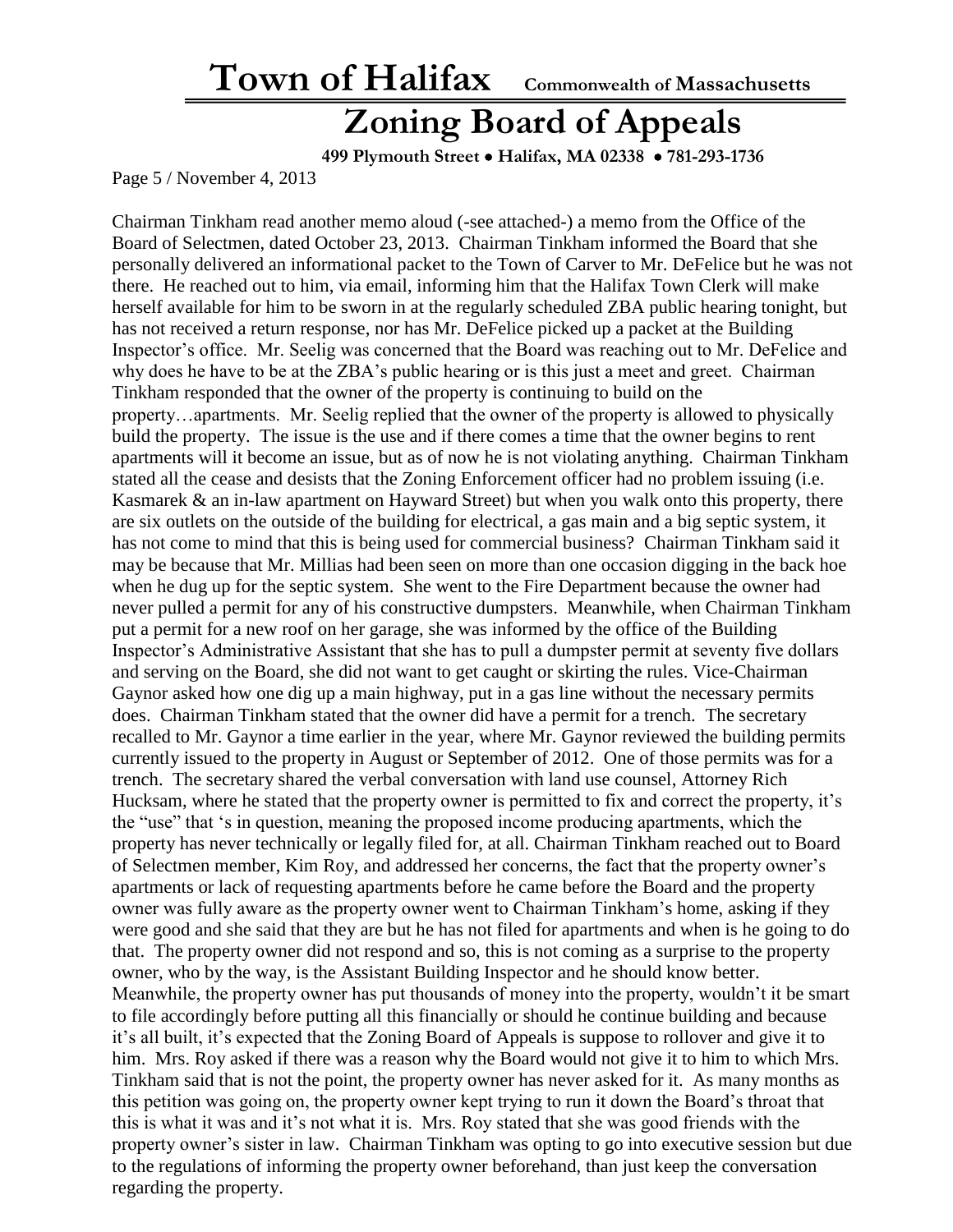Chairman Tinkham read another memo aloud (-see attached-) a memo from the Office of the Board of Selectmen, dated October 23, 2013. Chairman Tinkham informed the Board that she personally delivered an informational packet to the Town of Carver to Mr. DeFelice but he was not there. He reached out to him, via email, informing him that the Halifax Town Clerk will make herself available for him to be sworn in at the regularly scheduled ZBA public hearing tonight, but has not received a return response, nor has Mr. DeFelice picked up a packet at the Building Inspector's office. Mr. Seelig was concerned that the Board was reaching out to Mr. DeFelice and why does he have to be at the ZBA's public hearing or is this just a meet and greet. Chairman Tinkham responded that the owner of the property is continuing to build on the property…apartments. Mr. Seelig replied that the owner of the property is allowed to physically build the property. The issue is the use and if there comes a time that the owner begins to rent apartments will it become an issue, but as of now he is not violating anything. Chairman Tinkham stated all the cease and desists that the Zoning Enforcement officer had no problem issuing (i.e. Kasmarek & an in-law apartment on Hayward Street) but when you walk onto this property, there are six outlets on the outside of the building for electrical, a gas main and a big septic system, it has not come to mind that this is being used for commercial business? Chairman Tinkham said it may be because that Mr. Millias had been seen on more than one occasion digging in the back hoe when he dug up for the septic system. She went to the Fire Department because the owner had never pulled a permit for any of his constructive dumpsters. Meanwhile, when Chairman Tinkham put a permit for a new roof on her garage, she was informed by the office of the Building Inspector's Administrative Assistant that she has to pull a dumpster permit at seventy five dollars and serving on the Board, she did not want to get caught or skirting the rules. Vice-Chairman Gaynor asked how one dig up a main highway, put in a gas line without the necessary permits does. Chairman Tinkham stated that the owner did have a permit for a trench. The secretary recalled to Mr. Gaynor a time earlier in the year, where Mr. Gaynor reviewed the building permits currently issued to the property in August or September of 2012. One of those permits was for a trench. The secretary shared the verbal conversation with land use counsel, Attorney Rich Hucksam, where he stated that the property owner is permitted to fix and correct the property, it's the "use" that 's in question, meaning the proposed income producing apartments, which the property has never technically or legally filed for, at all. Chairman Tinkham reached out to Board of Selectmen member, Kim Roy, and addressed her concerns, the fact that the property owner's apartments or lack of requesting apartments before he came before the Board and the property owner was fully aware as the property owner went to Chairman Tinkham's home, asking if they were good and she said that they are but he has not filed for apartments and when is he going to do that. The property owner did not respond and so, this is not coming as a surprise to the property owner, who by the way, is the Assistant Building Inspector and he should know better. Meanwhile, the property owner has put thousands of money into the property, wouldn't it be smart to file accordingly before putting all this financially or should he continue building and because it's all built, it's expected that the Zoning Board of Appeals is suppose to rollover and give it to him. Mrs. Roy asked if there was a reason why the Board would not give it to him to which Mrs. Tinkham said that is not the point, the property owner has never asked for it. As many months as this petition was going on, the property owner kept trying to run it down the Board's throat that this is what it was and it's not what it is. Mrs. Roy stated that she was good friends with the property owner's sister in law. Chairman Tinkham was opting to go into executive session but due to the regulations of informing the property owner beforehand, than just keep the conversation regarding the property.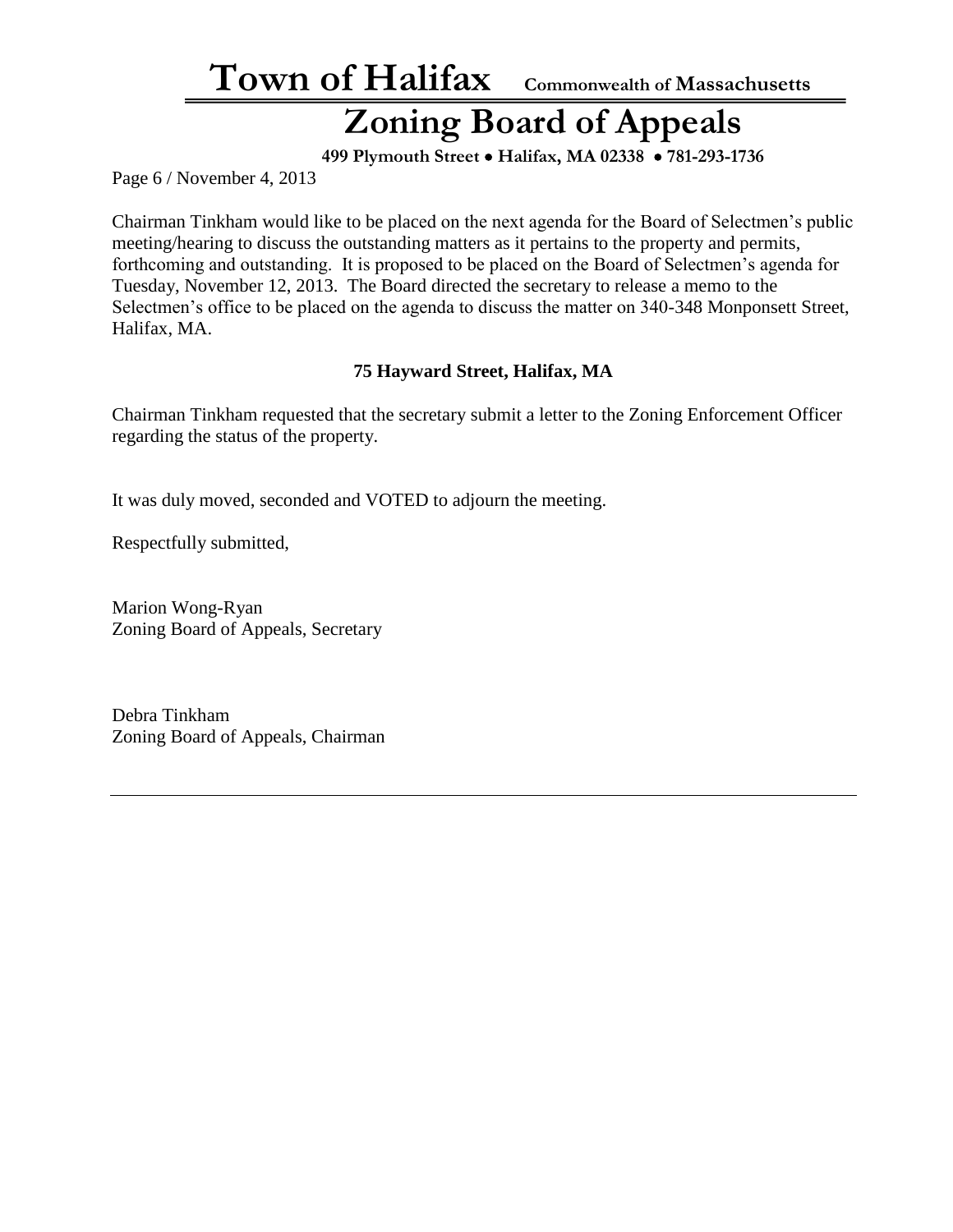Chairman Tinkham would like to be placed on the next agenda for the Board of Selectmen's public meeting/hearing to discuss the outstanding matters as it pertains to the property and permits, forthcoming and outstanding. It is proposed to be placed on the Board of Selectmen's agenda for Tuesday, November 12, 2013. The Board directed the secretary to release a memo to the Selectmen's office to be placed on the agenda to discuss the matter on 340-348 Monponsett Street, Halifax, MA.

**75 Hayward Street, Halifax, MA**

Chairman Tinkham requested that the secretary submit a letter to the Zoning Enforcement Officer regarding the status of the property.

It was duly moved, seconded and VOTED to adjourn the meeting.

Respectfully submitted,

Marion Wong-Ryan
Zoning Board of Appeals, Secretary

Debra Tinkham
Zoning Board of Appeals, Chairman